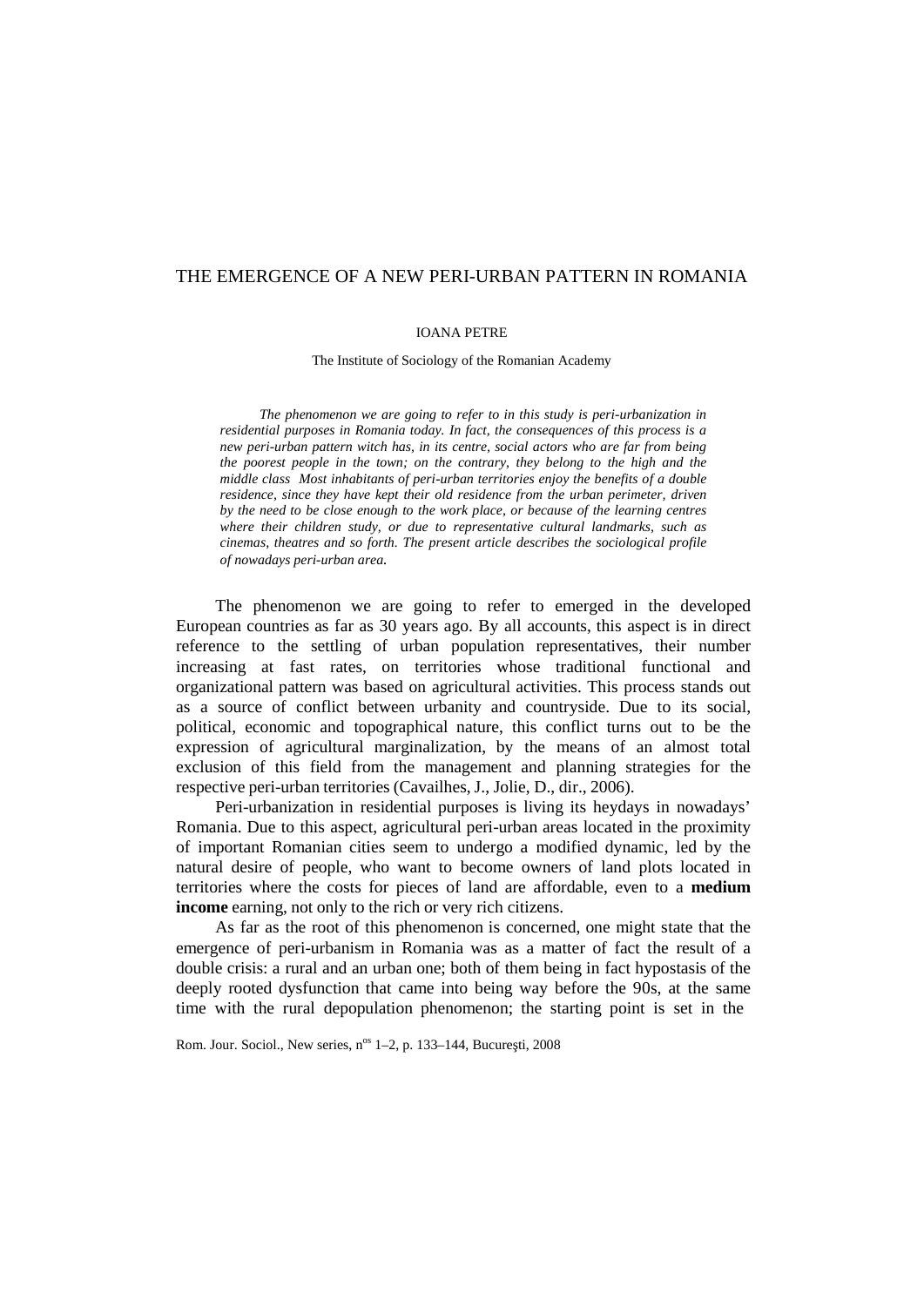# THE EMERGENCE OF A NEW PERI-URBAN PATTERN IN ROMANIA

IOANA PETRE

The Institute of Sociology of the Romanian Academy

*The phenomenon we are going to refer to in this study is peri-urbanization in residential purposes in Romania today. In fact, the consequences of this process is a new peri-urban pattern witch has, in its centre, social actors who are far from being the poorest people in the town; on the contrary, they belong to the high and the middle class Most inhabitants of peri-urban territories enjoy the benefits of a double residence, since they have kept their old residence from the urban perimeter, driven by the need to be close enough to the work place, or because of the learning centres where their children study, or due to representative cultural landmarks, such as cinemas, theatres and so forth. The present article describes the sociological profile of nowadays peri-urban area.*

The phenomenon we are going to refer to emerged in the developed European countries as far as 30 years ago. By all accounts, this aspect is in direct reference to the settling of urban population representatives, their number increasing at fast rates, on territories whose traditional functional and organizational pattern was based on agricultural activities. This process stands out as a source of conflict between urbanity and countryside. Due to its social, political, economic and topographical nature, this conflict turns out to be the expression of agricultural marginalization, by the means of an almost total exclusion of this field from the management and planning strategies for the respective peri-urban territories (Cavailhes, J., Jolie, D., dir., 2006).

Peri-urbanization in residential purposes is living its heydays in nowadays' Romania. Due to this aspect, agricultural peri-urban areas located in the proximity of important Romanian cities seem to undergo a modified dynamic, led by the natural desire of people, who want to become owners of land plots located in territories where the costs for pieces of land are affordable, even to a **medium income** earning, not only to the rich or very rich citizens.

As far as the root of this phenomenon is concerned, one might state that the emergence of peri-urbanism in Romania was as a matter of fact the result of a double crisis: a rural and an urban one; both of them being in fact hypostasis of the deeply rooted dysfunction that came into being way before the 90s, at the same time with the rural depopulation phenomenon; the starting point is set in the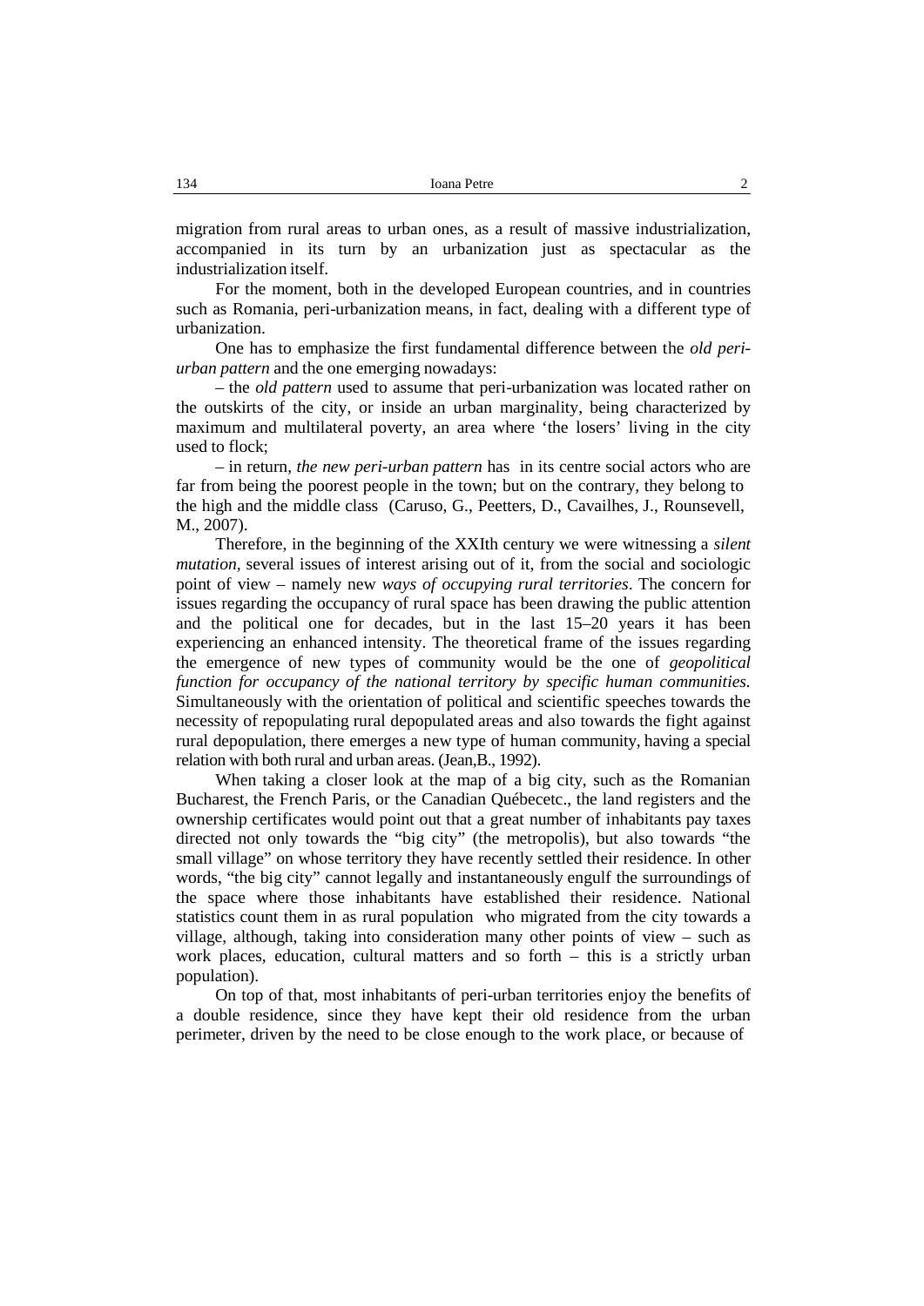migration from rural areas to urban ones, as a result of massive industrialization, accompanied in its turn by an urbanization just as spectacular as the industrialization itself.

For the moment, both in the developed European countries, and in countries such as Romania, peri-urbanization means, in fact, dealing with a different type of urbanization.

One has to emphasize the first fundamental difference between the *old peri-urban pattern* and the one emerging nowadays:

– the *old pattern* used to assume that peri-urbanization was located rather on the outskirts of the city, or inside an urban marginality, being characterized by maximum and multilateral poverty, an area where 'the losers' living in the city used to flock;

– in return, *the new peri-urban pattern* has in its centre social actors who are far from being the poorest people in the town; but on the contrary, they belong to the high and the middle class (Caruso, G., Peetters, D., Cavailhes, J., Rounsevell, M., 2007).

Therefore, in the beginning of the XXIth century we were witnessing a *silent mutation*, several issues of interest arising out of it, from the social and sociologic point of view – namely new *ways of occupying rural territories*. The concern for issues regarding the occupancy of rural space has been drawing the public attention and the political one for decades, but in the last 15–20 years it has been experiencing an enhanced intensity. The theoretical frame of the issues regarding the emergence of new types of community would be the one of *geopolitical function for occupancy of the national territory by specific human communities.* Simultaneously with the orientation of political and scientific speeches towards the necessity of repopulating rural depopulated areas and also towards the fight against rural depopulation, there emerges a new type of human community, having a special relation with both rural and urban areas. (Jean,B., 1992).

When taking a closer look at the map of a big city, such as the Romanian Bucharest, the French Paris, or the Canadian Québecetc., the land registers and the ownership certificates would point out that a great number of inhabitants pay taxes directed not only towards the "big city" (the metropolis), but also towards "the small village" on whose territory they have recently settled their residence. In other words, "the big city" cannot legally and instantaneously engulf the surroundings of the space where those inhabitants have established their residence. National statistics count them in as rural population who migrated from the city towards a village, although, taking into consideration many other points of view – such as work places, education, cultural matters and so forth – this is a strictly urban population).

On top of that, most inhabitants of peri-urban territories enjoy the benefits of a double residence, since they have kept their old residence from the urban perimeter, driven by the need to be close enough to the work place, or because of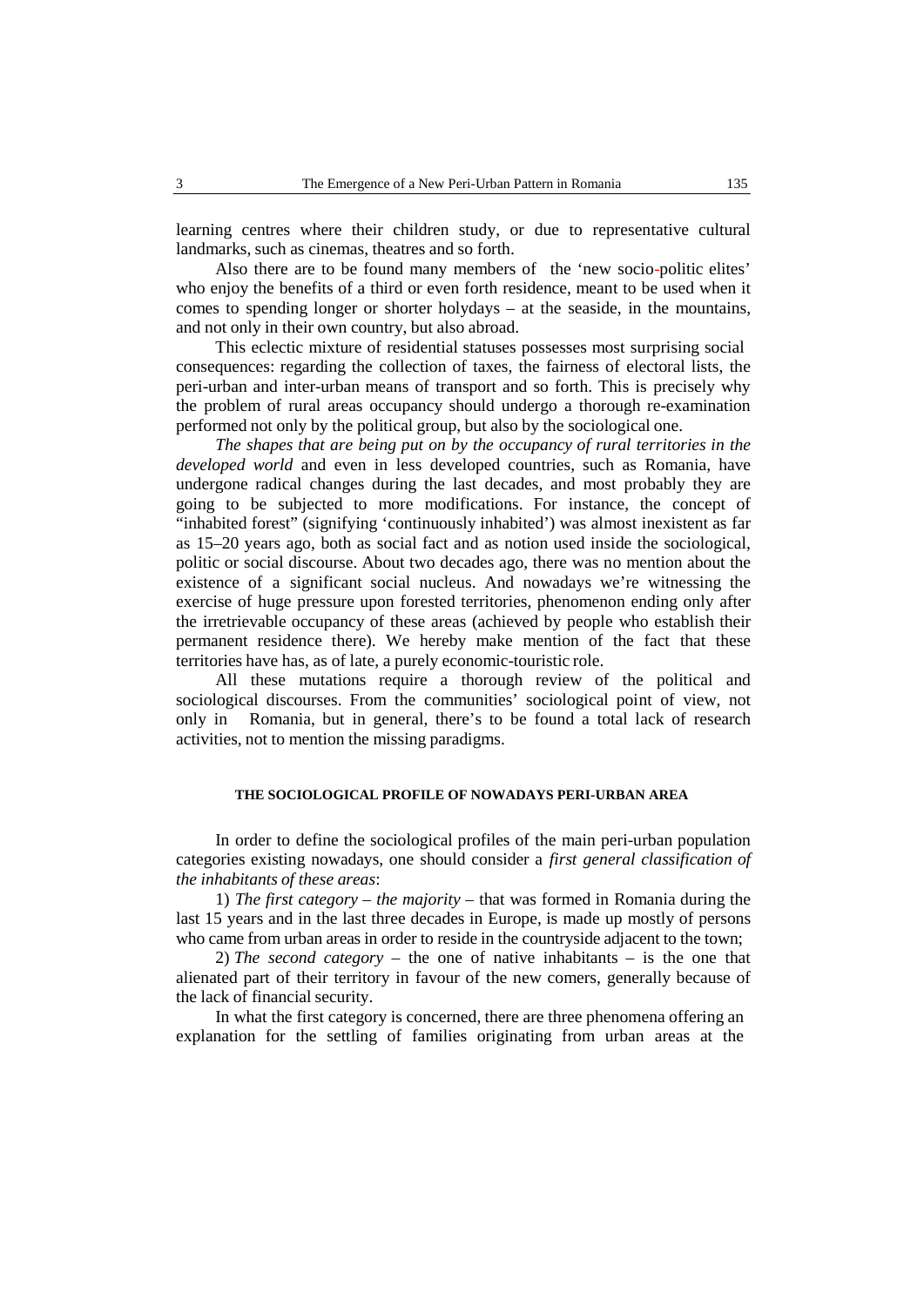learning centres where their children study, or due to representative cultural landmarks, such as cinemas, theatres and so forth.

Also there are to be found many members of the 'new socio-politic elites' who enjoy the benefits of a third or even forth residence, meant to be used when it comes to spending longer or shorter holydays – at the seaside, in the mountains, and not only in their own country, but also abroad.

This eclectic mixture of residential statuses possesses most surprising social consequences: regarding the collection of taxes, the fairness of electoral lists, the peri-urban and inter-urban means of transport and so forth. This is precisely why the problem of rural areas occupancy should undergo a thorough re-examination performed not only by the political group, but also by the sociological one.

*The shapes that are being put on by the occupancy of rural territories in the developed world* and even in less developed countries, such as Romania, have undergone radical changes during the last decades, and most probably they are going to be subjected to more modifications. For instance, the concept of "inhabited forest" (signifying 'continuously inhabited') was almost inexistent as far as 15–20 years ago, both as social fact and as notion used inside the sociological, politic or social discourse. About two decades ago, there was no mention about the existence of a significant social nucleus. And nowadays we're witnessing the exercise of huge pressure upon forested territories, phenomenon ending only after the irretrievable occupancy of these areas (achieved by people who establish their permanent residence there). We hereby make mention of the fact that these territories have has, as of late, a purely economic-touristic role.

All these mutations require a thorough review of the political and sociological discourses. From the communities' sociological point of view, not only in Romania, but in general, there's to be found a total lack of research activities, not to mention the missing paradigms.

## THE SOCIOLOGICAL PROFILE OF NOWADAYS PERI-URBAN AREA

In order to define the sociological profiles of the main peri-urban population categories existing nowadays, one should consider a *first general classification of the inhabitants of these areas*:

1) *The first category – the majority* – that was formed in Romania during the last 15 years and in the last three decades in Europe, is made up mostly of persons who came from urban areas in order to reside in the countryside adjacent to the town;

2) *The second category* – the one of native inhabitants – is the one that alienated part of their territory in favour of the new comers, generally because of the lack of financial security.

In what the first category is concerned, there are three phenomena offering an explanation for the settling of families originating from urban areas at the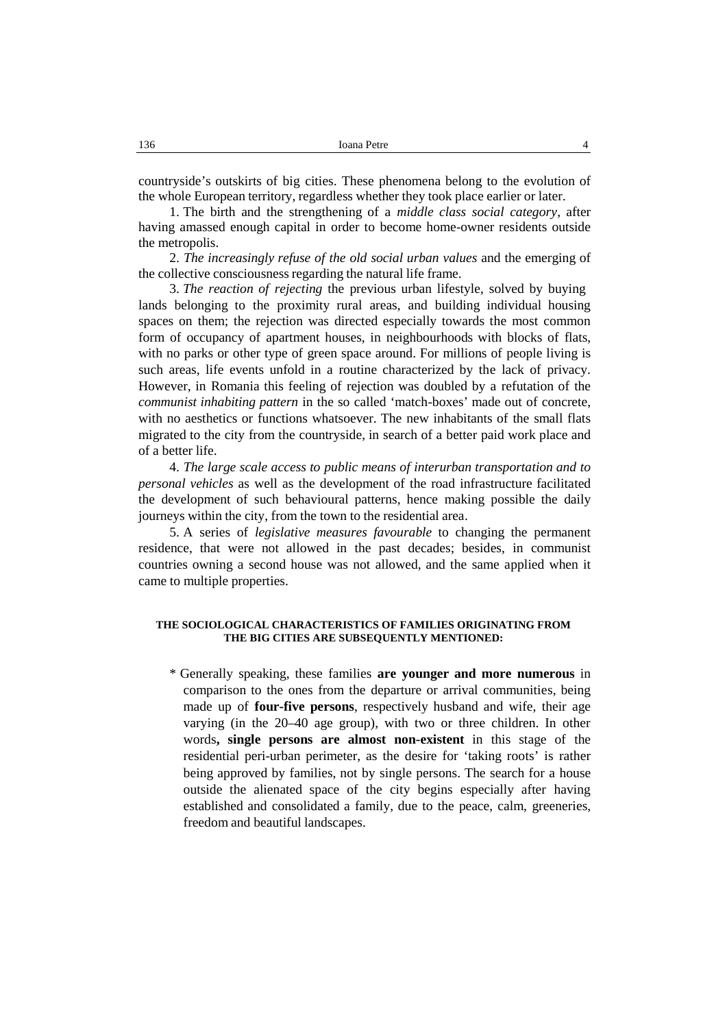countryside's outskirts of big cities. These phenomena belong to the evolution of the whole European territory, regardless whether they took place earlier or later.

1. The birth and the strengthening of a *middle class social category*, after having amassed enough capital in order to become home-owner residents outside the metropolis.

2. *The increasingly refuse of the old social urban values* and the emerging of the collective consciousness regarding the natural life frame.

3. *The reaction of rejecting* the previous urban lifestyle, solved by buying lands belonging to the proximity rural areas, and building individual housing spaces on them; the rejection was directed especially towards the most common form of occupancy of apartment houses, in neighbourhoods with blocks of flats, with no parks or other type of green space around. For millions of people living is such areas, life events unfold in a routine characterized by the lack of privacy. However, in Romania this feeling of rejection was doubled by a refutation of the *communist inhabiting pattern* in the so called 'match-boxes' made out of concrete, with no aesthetics or functions whatsoever. The new inhabitants of the small flats migrated to the city from the countryside, in search of a better paid work place and of a better life.

4. *The large scale access to public means of interurban transportation and to personal vehicles* as well as the development of the road infrastructure facilitated the development of such behavioural patterns, hence making possible the daily journeys within the city, from the town to the residential area.

5. A series of *legislative measures favourable* to changing the permanent residence, that were not allowed in the past decades; besides, in communist countries owning a second house was not allowed, and the same applied when it came to multiple properties.

#### THE SOCIOLOGICAL CHARACTERISTICS OF FAMILIES ORIGINATING FROM THE BIG CITIES ARE SUBSEQUENTLY MENTIONED:

* Generally speaking, these families **are younger and more numerous** in comparison to the ones from the departure or arrival communities, being made up of **four-five persons**, respectively husband and wife, their age varying (in the 20–40 age group), with two or three children. In other words**, single persons are almost non-existent** in this stage of the residential peri-urban perimeter, as the desire for 'taking roots' is rather being approved by families, not by single persons. The search for a house outside the alienated space of the city begins especially after having established and consolidated a family, due to the peace, calm, greeneries, freedom and beautiful landscapes.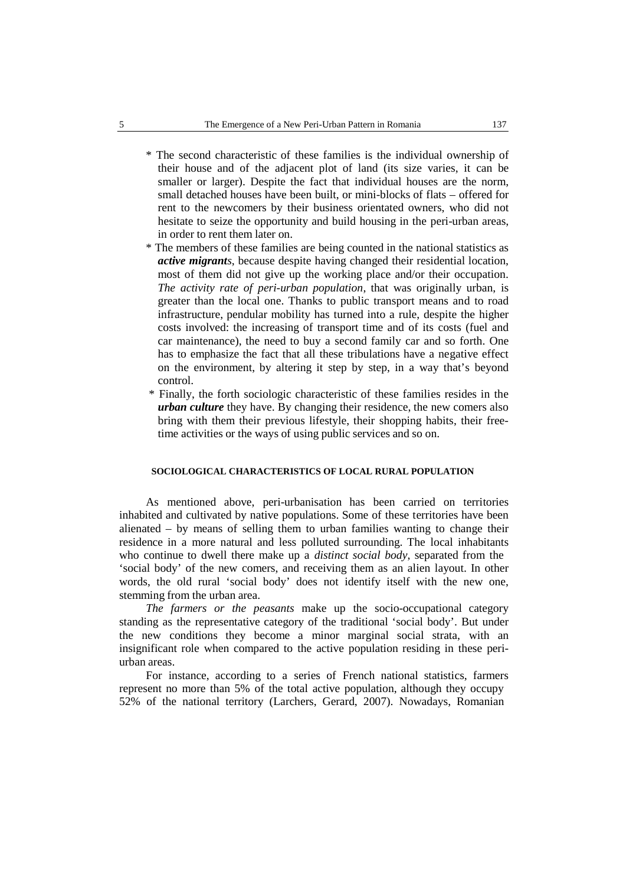* The second characteristic of these families is the individual ownership of their house and of the adjacent plot of land (its size varies, it can be smaller or larger). Despite the fact that individual houses are the norm, small detached houses have been built, or mini-blocks of flats – offered for rent to the newcomers by their business orientated owners, who did not hesitate to seize the opportunity and build housing in the peri-urban areas, in order to rent them later on.
* The members of these families are being counted in the national statistics as ***active migrants***, because despite having changed their residential location, most of them did not give up the working place and/or their occupation. *The activity rate of peri-urban population*, that was originally urban, is greater than the local one. Thanks to public transport means and to road infrastructure, pendular mobility has turned into a rule, despite the higher costs involved: the increasing of transport time and of its costs (fuel and car maintenance), the need to buy a second family car and so forth. One has to emphasize the fact that all these tribulations have a negative effect on the environment, by altering it step by step, in a way that's beyond control.
* Finally, the forth sociologic characteristic of these families resides in the ***urban culture*** they have. By changing their residence, the new comers also bring with them their previous lifestyle, their shopping habits, their free-time activities or the ways of using public services and so on.

## SOCIOLOGICAL CHARACTERISTICS OF LOCAL RURAL POPULATION

As mentioned above, peri-urbanisation has been carried on territories inhabited and cultivated by native populations. Some of these territories have been alienated – by means of selling them to urban families wanting to change their residence in a more natural and less polluted surrounding. The local inhabitants who continue to dwell there make up a *distinct social body*, separated from the 'social body' of the new comers, and receiving them as an alien layout. In other words, the old rural 'social body' does not identify itself with the new one, stemming from the urban area.

*The farmers or the peasants* make up the socio-occupational category standing as the representative category of the traditional 'social body'. But under the new conditions they become a minor marginal social strata, with an insignificant role when compared to the active population residing in these peri-urban areas.

For instance, according to a series of French national statistics, farmers represent no more than 5% of the total active population, although they occupy 52% of the national territory (Larchers, Gerard, 2007). Nowadays, Romanian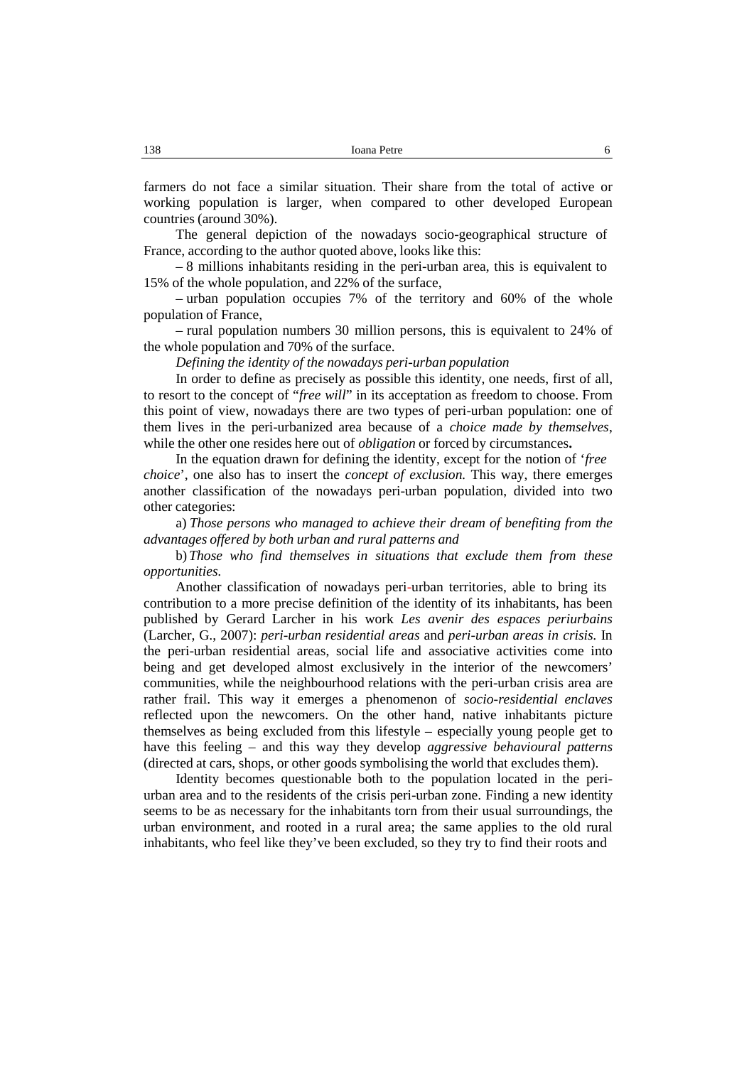farmers do not face a similar situation. Their share from the total of active or working population is larger, when compared to other developed European countries (around 30%).

The general depiction of the nowadays socio-geographical structure of France, according to the author quoted above, looks like this:

– 8 millions inhabitants residing in the peri-urban area, this is equivalent to 15% of the whole population, and 22% of the surface,

– urban population occupies 7% of the territory and 60% of the whole population of France,

– rural population numbers 30 million persons, this is equivalent to 24% of the whole population and 70% of the surface.

*Defining the identity of the nowadays peri-urban population*

In order to define as precisely as possible this identity, one needs, first of all, to resort to the concept of "*free will*" in its acceptation as freedom to choose. From this point of view, nowadays there are two types of peri-urban population: one of them lives in the peri-urbanized area because of a *choice made by themselves*, while the other one resides here out of *obligation* or forced by circumstances**.**

In the equation drawn for defining the identity, except for the notion of '*free choice*', one also has to insert the *concept of exclusion.* This way, there emerges another classification of the nowadays peri-urban population, divided into two other categories:

a) *Those persons who managed to achieve their dream of benefiting from the advantages offered by both urban and rural patterns and*

b) *Those who find themselves in situations that exclude them from these opportunities.*

Another classification of nowadays peri-urban territories, able to bring its contribution to a more precise definition of the identity of its inhabitants, has been published by Gerard Larcher in his work *Les avenir des espaces periurbains* (Larcher, G., 2007): *peri-urban residential areas* and *peri-urban areas in crisis.* In the peri-urban residential areas, social life and associative activities come into being and get developed almost exclusively in the interior of the newcomers' communities, while the neighbourhood relations with the peri-urban crisis area are rather frail. This way it emerges a phenomenon of *socio-residential enclaves* reflected upon the newcomers. On the other hand, native inhabitants picture themselves as being excluded from this lifestyle – especially young people get to have this feeling – and this way they develop *aggressive behavioural patterns* (directed at cars, shops, or other goods symbolising the world that excludes them).

Identity becomes questionable both to the population located in the peri-urban area and to the residents of the crisis peri-urban zone. Finding a new identity seems to be as necessary for the inhabitants torn from their usual surroundings, the urban environment, and rooted in a rural area; the same applies to the old rural inhabitants, who feel like they've been excluded, so they try to find their roots and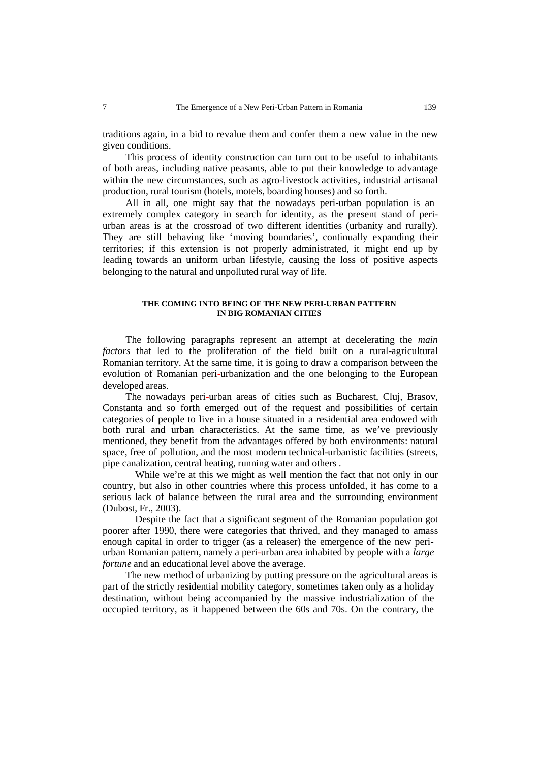traditions again, in a bid to revalue them and confer them a new value in the new given conditions.

This process of identity construction can turn out to be useful to inhabitants of both areas, including native peasants, able to put their knowledge to advantage within the new circumstances, such as agro-livestock activities, industrial artisanal production, rural tourism (hotels, motels, boarding houses) and so forth.

All in all, one might say that the nowadays peri-urban population is an extremely complex category in search for identity, as the present stand of peri-urban areas is at the crossroad of two different identities (urbanity and rurally). They are still behaving like 'moving boundaries', continually expanding their territories; if this extension is not properly administrated, it might end up by leading towards an uniform urban lifestyle, causing the loss of positive aspects belonging to the natural and unpolluted rural way of life.

## THE COMING INTO BEING OF THE NEW PERI-URBAN PATTERN IN BIG ROMANIAN CITIES

The following paragraphs represent an attempt at decelerating the *main factors* that led to the proliferation of the field built on a rural-agricultural Romanian territory. At the same time, it is going to draw a comparison between the evolution of Romanian peri-urbanization and the one belonging to the European developed areas.

The nowadays peri-urban areas of cities such as Bucharest, Cluj, Brasov, Constanta and so forth emerged out of the request and possibilities of certain categories of people to live in a house situated in a residential area endowed with both rural and urban characteristics. At the same time, as we've previously mentioned, they benefit from the advantages offered by both environments: natural space, free of pollution, and the most modern technical-urbanistic facilities (streets, pipe canalization, central heating, running water and others .

While we're at this we might as well mention the fact that not only in our country, but also in other countries where this process unfolded, it has come to a serious lack of balance between the rural area and the surrounding environment (Dubost, Fr., 2003).

Despite the fact that a significant segment of the Romanian population got poorer after 1990, there were categories that thrived, and they managed to amass enough capital in order to trigger (as a releaser) the emergence of the new peri-urban Romanian pattern, namely a peri-urban area inhabited by people with a *large fortune* and an educational level above the average.

The new method of urbanizing by putting pressure on the agricultural areas is part of the strictly residential mobility category, sometimes taken only as a holiday destination, without being accompanied by the massive industrialization of the occupied territory, as it happened between the 60s and 70s. On the contrary, the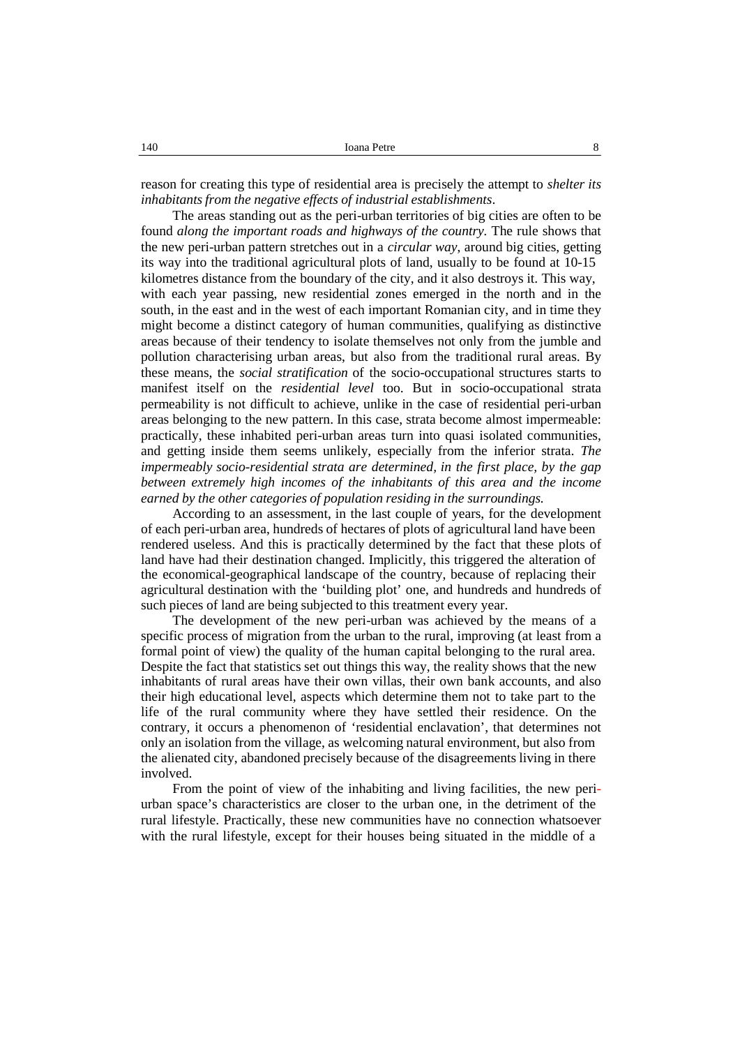reason for creating this type of residential area is precisely the attempt to *shelter its inhabitants from the negative effects of industrial establishments*.

The areas standing out as the peri-urban territories of big cities are often to be found *along the important roads and highways of the country.* The rule shows that the new peri-urban pattern stretches out in a *circular way*, around big cities, getting its way into the traditional agricultural plots of land, usually to be found at 10-15 kilometres distance from the boundary of the city, and it also destroys it. This way, with each year passing, new residential zones emerged in the north and in the south, in the east and in the west of each important Romanian city, and in time they might become a distinct category of human communities, qualifying as distinctive areas because of their tendency to isolate themselves not only from the jumble and pollution characterising urban areas, but also from the traditional rural areas. By these means, the *social stratification* of the socio-occupational structures starts to manifest itself on the *residential level* too. But in socio-occupational strata permeability is not difficult to achieve, unlike in the case of residential peri-urban areas belonging to the new pattern. In this case, strata become almost impermeable: practically, these inhabited peri-urban areas turn into quasi isolated communities, and getting inside them seems unlikely, especially from the inferior strata. *The impermeably socio-residential strata are determined, in the first place, by the gap between extremely high incomes of the inhabitants of this area and the income earned by the other categories of population residing in the surroundings.*

According to an assessment, in the last couple of years, for the development of each peri-urban area, hundreds of hectares of plots of agricultural land have been rendered useless. And this is practically determined by the fact that these plots of land have had their destination changed. Implicitly, this triggered the alteration of the economical-geographical landscape of the country, because of replacing their agricultural destination with the 'building plot' one, and hundreds and hundreds of such pieces of land are being subjected to this treatment every year.

The development of the new peri-urban was achieved by the means of a specific process of migration from the urban to the rural, improving (at least from a formal point of view) the quality of the human capital belonging to the rural area. Despite the fact that statistics set out things this way, the reality shows that the new inhabitants of rural areas have their own villas, their own bank accounts, and also their high educational level, aspects which determine them not to take part to the life of the rural community where they have settled their residence. On the contrary, it occurs a phenomenon of 'residential enclavation', that determines not only an isolation from the village, as welcoming natural environment, but also from the alienated city, abandoned precisely because of the disagreements living in there involved.

From the point of view of the inhabiting and living facilities, the new peri-urban space's characteristics are closer to the urban one, in the detriment of the rural lifestyle. Practically, these new communities have no connection whatsoever with the rural lifestyle, except for their houses being situated in the middle of a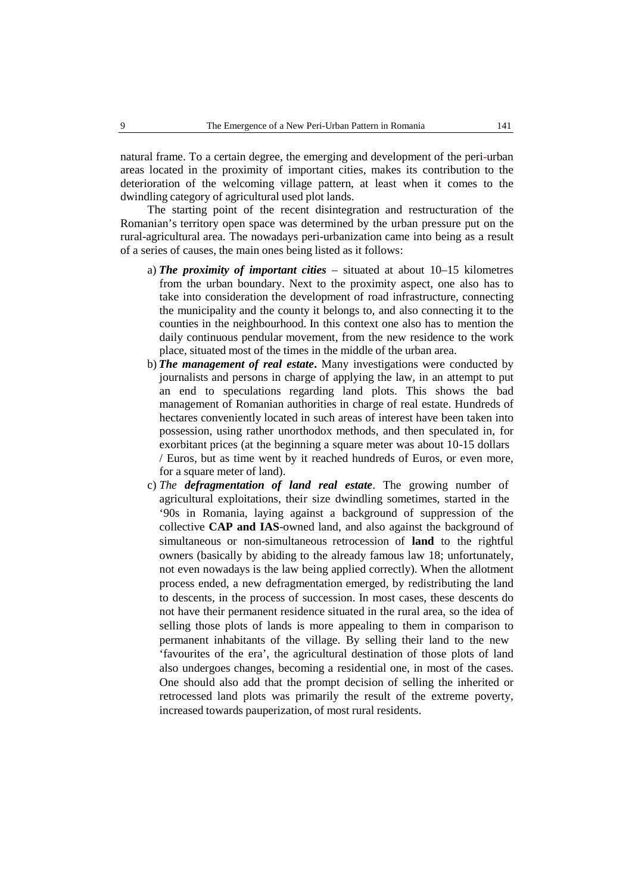natural frame. To a certain degree, the emerging and development of the peri-urban areas located in the proximity of important cities, makes its contribution to the deterioration of the welcoming village pattern, at least when it comes to the dwindling category of agricultural used plot lands.

The starting point of the recent disintegration and restructuration of the Romanian's territory open space was determined by the urban pressure put on the rural-agricultural area. The nowadays peri-urbanization came into being as a result of a series of causes, the main ones being listed as it follows:

a) ***The proximity of important cities*** – situated at about 10–15 kilometres from the urban boundary. Next to the proximity aspect, one also has to take into consideration the development of road infrastructure, connecting the municipality and the county it belongs to, and also connecting it to the counties in the neighbourhood. In this context one also has to mention the daily continuous pendular movement, from the new residence to the work place, situated most of the times in the middle of the urban area.
b) ***The management of real estate*****.** Many investigations were conducted by journalists and persons in charge of applying the law, in an attempt to put an end to speculations regarding land plots. This shows the bad management of Romanian authorities in charge of real estate. Hundreds of hectares conveniently located in such areas of interest have been taken into possession, using rather unorthodox methods, and then speculated in, for exorbitant prices (at the beginning a square meter was about 10-15 dollars / Euros, but as time went by it reached hundreds of Euros, or even more, for a square meter of land).
c) *The* ***defragmentation of land real estate***. The growing number of agricultural exploitations, their size dwindling sometimes, started in the '90s in Romania, laying against a background of suppression of the collective **CAP and IAS**-owned land, and also against the background of simultaneous or non-simultaneous retrocession of **land** to the rightful owners (basically by abiding to the already famous law 18; unfortunately, not even nowadays is the law being applied correctly). When the allotment process ended, a new defragmentation emerged, by redistributing the land to descents, in the process of succession. In most cases, these descents do not have their permanent residence situated in the rural area, so the idea of selling those plots of lands is more appealing to them in comparison to permanent inhabitants of the village. By selling their land to the new 'favourites of the era', the agricultural destination of those plots of land also undergoes changes, becoming a residential one, in most of the cases. One should also add that the prompt decision of selling the inherited or retrocessed land plots was primarily the result of the extreme poverty, increased towards pauperization, of most rural residents.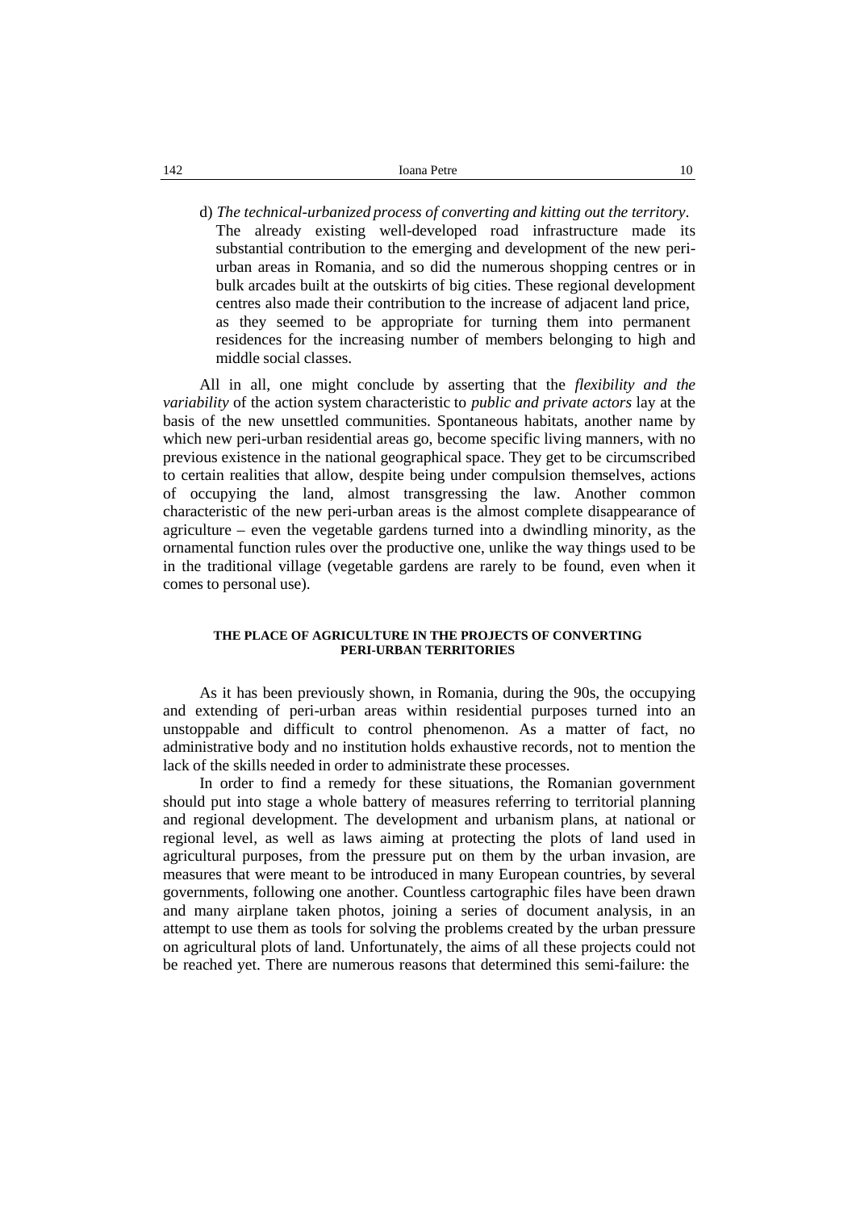d) *The technical-urbanized process of converting and kitting out the territory*. The already existing well-developed road infrastructure made its substantial contribution to the emerging and development of the new peri-urban areas in Romania, and so did the numerous shopping centres or in bulk arcades built at the outskirts of big cities. These regional development centres also made their contribution to the increase of adjacent land price, as they seemed to be appropriate for turning them into permanent residences for the increasing number of members belonging to high and middle social classes.

All in all, one might conclude by asserting that the *flexibility and the variability* of the action system characteristic to *public and private actors* lay at the basis of the new unsettled communities. Spontaneous habitats, another name by which new peri-urban residential areas go, become specific living manners, with no previous existence in the national geographical space. They get to be circumscribed to certain realities that allow, despite being under compulsion themselves, actions of occupying the land, almost transgressing the law. Another common characteristic of the new peri-urban areas is the almost complete disappearance of agriculture – even the vegetable gardens turned into a dwindling minority, as the ornamental function rules over the productive one, unlike the way things used to be in the traditional village (vegetable gardens are rarely to be found, even when it comes to personal use).

## THE PLACE OF AGRICULTURE IN THE PROJECTS OF CONVERTING PERI-URBAN TERRITORIES

As it has been previously shown, in Romania, during the 90s, the occupying and extending of peri-urban areas within residential purposes turned into an unstoppable and difficult to control phenomenon. As a matter of fact, no administrative body and no institution holds exhaustive records, not to mention the lack of the skills needed in order to administrate these processes.

In order to find a remedy for these situations, the Romanian government should put into stage a whole battery of measures referring to territorial planning and regional development. The development and urbanism plans, at national or regional level, as well as laws aiming at protecting the plots of land used in agricultural purposes, from the pressure put on them by the urban invasion, are measures that were meant to be introduced in many European countries, by several governments, following one another. Countless cartographic files have been drawn and many airplane taken photos, joining a series of document analysis, in an attempt to use them as tools for solving the problems created by the urban pressure on agricultural plots of land. Unfortunately, the aims of all these projects could not be reached yet. There are numerous reasons that determined this semi-failure: the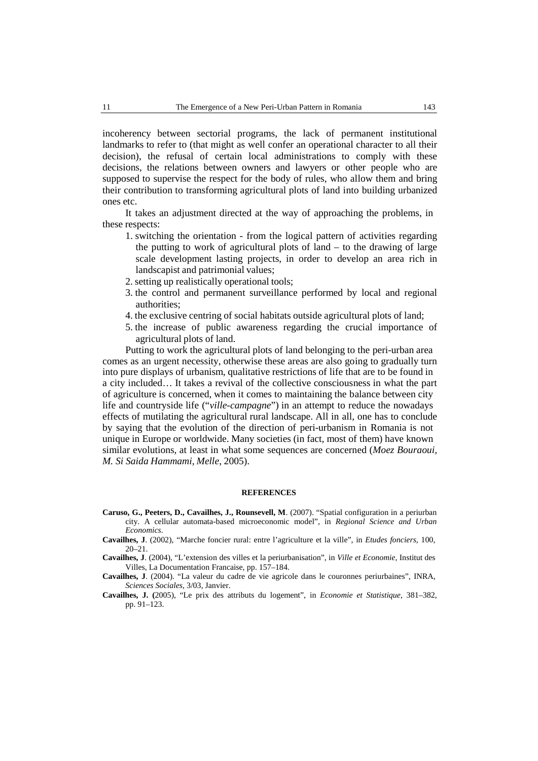incoherency between sectorial programs, the lack of permanent institutional landmarks to refer to (that might as well confer an operational character to all their decision), the refusal of certain local administrations to comply with these decisions, the relations between owners and lawyers or other people who are supposed to supervise the respect for the body of rules, who allow them and bring their contribution to transforming agricultural plots of land into building urbanized ones etc.

It takes an adjustment directed at the way of approaching the problems, in these respects:

1. switching the orientation - from the logical pattern of activities regarding the putting to work of agricultural plots of land – to the drawing of large scale development lasting projects, in order to develop an area rich in landscapist and patrimonial values;
2. setting up realistically operational tools;
3. the control and permanent surveillance performed by local and regional authorities;
4. the exclusive centring of social habitats outside agricultural plots of land;
5. the increase of public awareness regarding the crucial importance of agricultural plots of land.

Putting to work the agricultural plots of land belonging to the peri-urban area comes as an urgent necessity, otherwise these areas are also going to gradually turn into pure displays of urbanism, qualitative restrictions of life that are to be found in a city included… It takes a revival of the collective consciousness in what the part of agriculture is concerned, when it comes to maintaining the balance between city life and countryside life ("*ville-campagne*") in an attempt to reduce the nowadays effects of mutilating the agricultural rural landscape. All in all, one has to conclude by saying that the evolution of the direction of peri-urbanism in Romania is not unique in Europe or worldwide. Many societies (in fact, most of them) have known similar evolutions, at least in what some sequences are concerned (*Moez Bouraoui, M. Si Saida Hammami, Melle*, 2005).

## REFERENCES

**Caruso, G., Peeters, D., Cavailhes, J., Rounsevell, M**. (2007). "Spatial configuration in a periurban city. A cellular automata-based microeconomic model", in *Regional Science and Urban Economics*.

**Cavailhes, J**. (2002), "Marche foncier rural: entre l'agriculture et la ville", in *Etudes fonciers*, 100, 20–21.

**Cavailhes, J**. (2004), "L'extension des villes et la periurbanisation", in *Ville et Economie*, Institut des Villes, La Documentation Francaise, pp. 157–184.

**Cavailhes, J**. (2004). "La valeur du cadre de vie agricole dans le couronnes periurbaines", INRA, *Sciences Sociales*, 3/03, Janvier.

**Cavailhes, J. (**2005), "Le prix des attributs du logement", in *Economie et Statistique*, 381–382, pp. 91–123.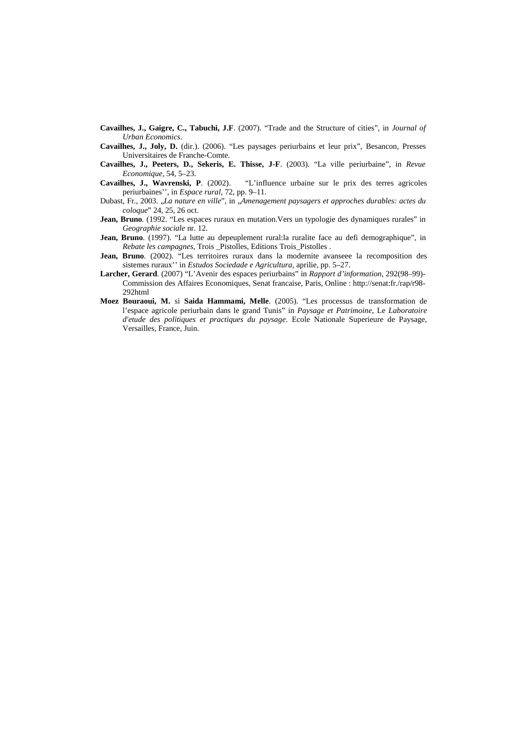**Cavailhes, J., Gaigre, C., Tabuchi, J.F**. (2007). "Trade and the Structure of cities", in *Journal of Urban Economics*.

**Cavailhes, J., Joly, D.** (dir.). (2006). "Les paysages periurbains et leur prix", Besancon, Presses Universitaires de Franche-Comte.

**Cavailhes, J., Peeters, D., Sekeris, E. Thisse, J-F**. (2003). "La ville periurbaine", in *Revue Economique*, 54, 5–23.

**Cavailhes, J., Wavrenski, P**. (2002). "L'influence urbaine sur le prix des terres agricoles periurbaines'', in *Espace rural*, 72, pp. 9–11.

Dubast, Fr., 2003. „*La nature en ville*", in „*Amenagement paysagers et approches durables: actes du coloque*" 24, 25, 26 oct.

**Jean, Bruno**. (1992. "Les espaces ruraux en mutation.Vers un typologie des dynamiques rurales" in *Geographie sociale* nr. 12.

**Jean, Bruno**. (1997). "La lutte au depeuplement rural:la ruralite face au defi demographique", in *Rebate les campagnes*, Trois _Pistolles, Editions Trois_Pistolles .

**Jean, Bruno**. (2002). "Les territoires ruraux dans la modernite avanseee la recomposition des sistemes ruraux'' in *Estudos Sociedade e Agricultura*, aprilie, pp. 5–27.

**Larcher, Gerard**. (2007) "L'Avenir des espaces periurbains" in *Rapport d'information*, 292(98–99)-Commission des Affaires Economiques, Senat francaise, Paris, Online : http://senat:fr./rap/r98-292html

**Moez Bouraoui, M.** si **Saida Hammami, Melle**. (2005). "Les processus de transformation de l'espace agricole periurbain dans le grand Tunis" in *Paysage et Patrimoine*, Le *Laboratoire d'etude des politiques et practiques du paysage*. Ecole Nationale Superieure de Paysage, Versailles, France, Juin.